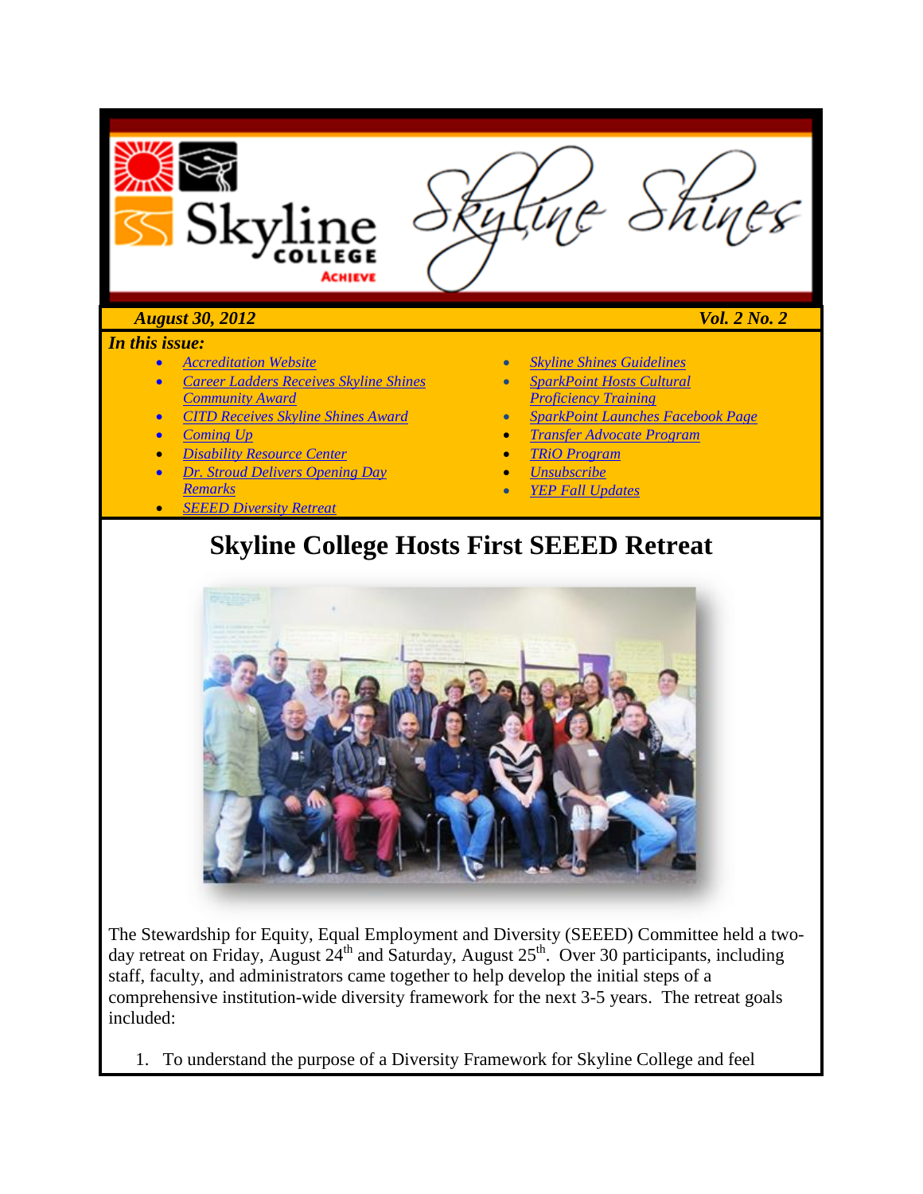# Skyline Shines

***August 30, 2012*** ***Vol. 2 No. 2***

***In this issue:***

- *Accreditation Website*
- *Career Ladders Receives Skyline Shines Community Award*
- *CITD Receives Skyline Shines Award*
- *Coming Up*
- *Disability Resource Center*
- *Dr. Stroud Delivers Opening Day Remarks*
- *SEEED Diversity Retreat*
- *Skyline Shines Guidelines*
- *SparkPoint Hosts Cultural Proficiency Training*
- *SparkPoint Launches Facebook Page*
- *Transfer Advocate Program*
- *TRiO Program*
- *Unsubscribe*
- *YEP Fall Updates*

## Skyline College Hosts First SEEED Retreat

The Stewardship for Equity, Equal Employment and Diversity (SEEED) Committee held a two-day retreat on Friday, August 24th and Saturday, August 25th. Over 30 participants, including staff, faculty, and administrators came together to help develop the initial steps of a comprehensive institution-wide diversity framework for the next 3-5 years. The retreat goals included:

1. To understand the purpose of a Diversity Framework for Skyline College and feel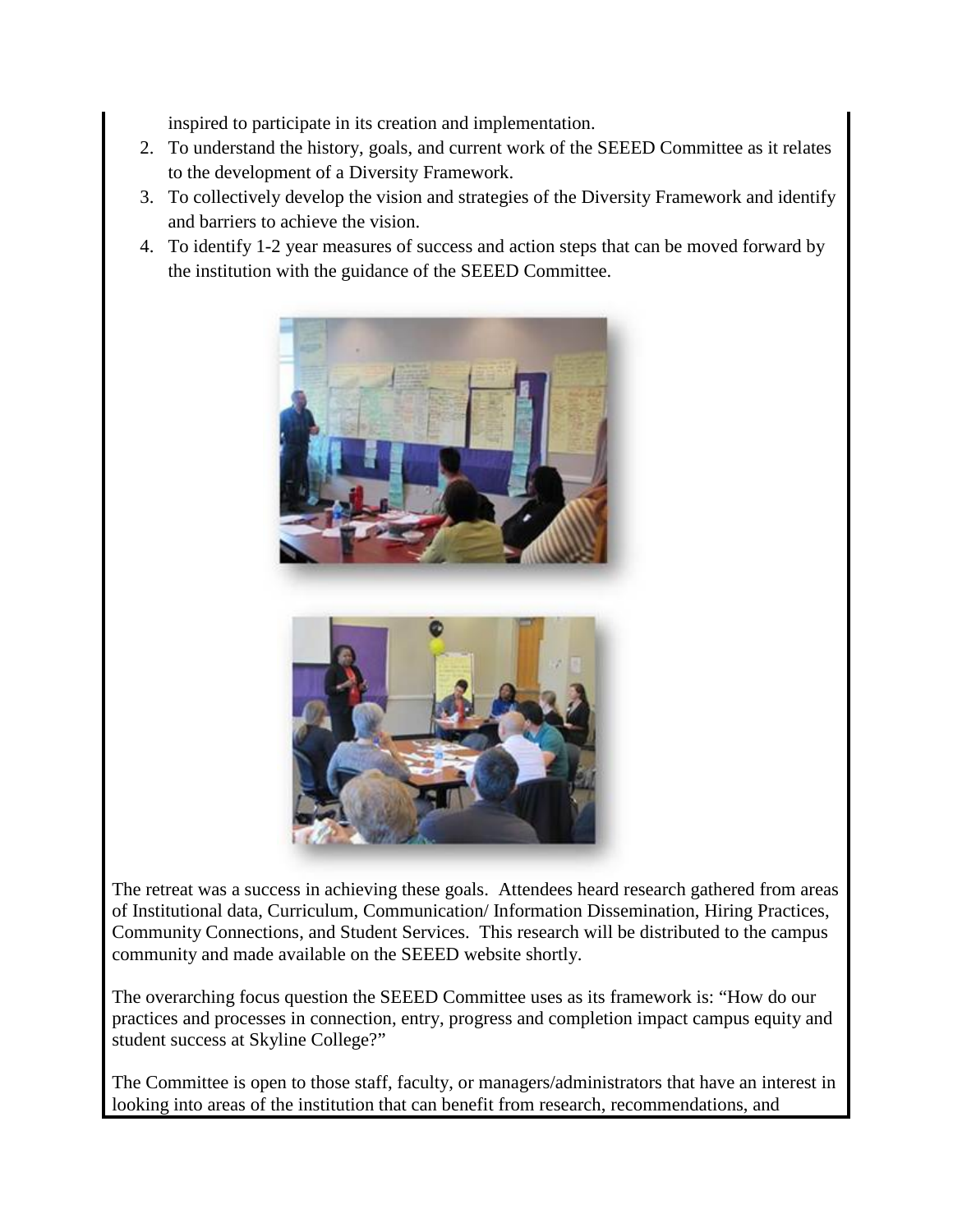inspired to participate in its creation and implementation.

2. To understand the history, goals, and current work of the SEEED Committee as it relates to the development of a Diversity Framework.
3. To collectively develop the vision and strategies of the Diversity Framework and identify and barriers to achieve the vision.
4. To identify 1-2 year measures of success and action steps that can be moved forward by the institution with the guidance of the SEEED Committee.

The retreat was a success in achieving these goals. Attendees heard research gathered from areas of Institutional data, Curriculum, Communication/ Information Dissemination, Hiring Practices, Community Connections, and Student Services. This research will be distributed to the campus community and made available on the SEEED website shortly.

The overarching focus question the SEEED Committee uses as its framework is: "How do our practices and processes in connection, entry, progress and completion impact campus equity and student success at Skyline College?"

The Committee is open to those staff, faculty, or managers/administrators that have an interest in looking into areas of the institution that can benefit from research, recommendations, and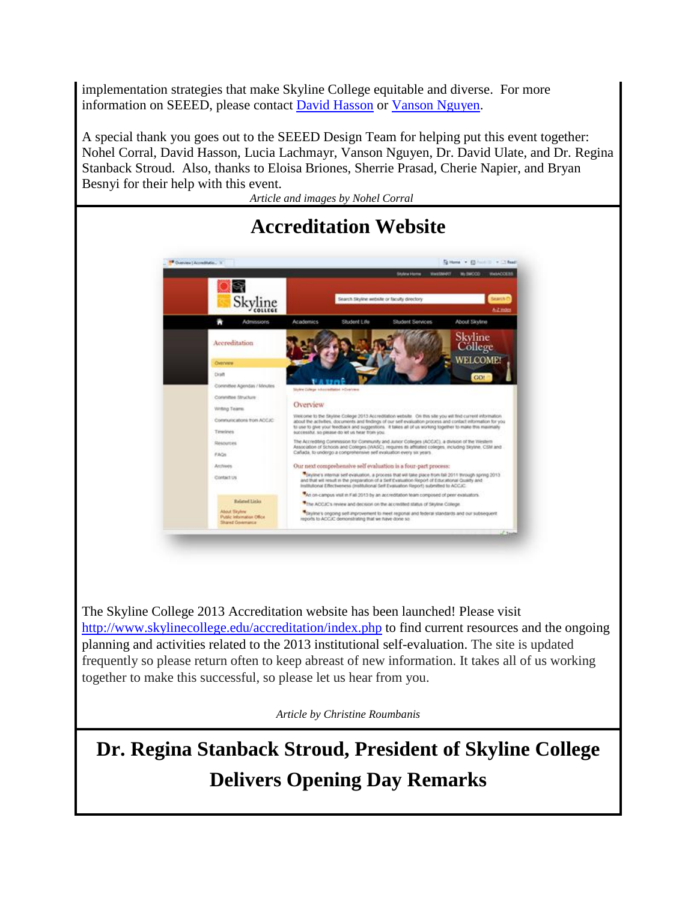implementation strategies that make Skyline College equitable and diverse. For more information on SEEED, please contact [David Hasson]() or [Vanson Nguyen]().

A special thank you goes out to the SEEED Design Team for helping put this event together: Nohel Corral, David Hasson, Lucia Lachmayr, Vanson Nguyen, Dr. David Ulate, and Dr. Regina Stanback Stroud. Also, thanks to Eloisa Briones, Sherrie Prasad, Cherie Napier, and Bryan Besnyi for their help with this event.

*Article and images by Nohel Corral*

## Accreditation Website

The Skyline College 2013 Accreditation website has been launched! Please visit [http://www.skylinecollege.edu/accreditation/index.php](http://www.skylinecollege.edu/accreditation/index.php) to find current resources and the ongoing planning and activities related to the 2013 institutional self-evaluation. The site is updated frequently so please return often to keep abreast of new information. It takes all of us working together to make this successful, so please let us hear from you.

*Article by Christine Roumbanis*

## Dr. Regina Stanback Stroud, President of Skyline College Delivers Opening Day Remarks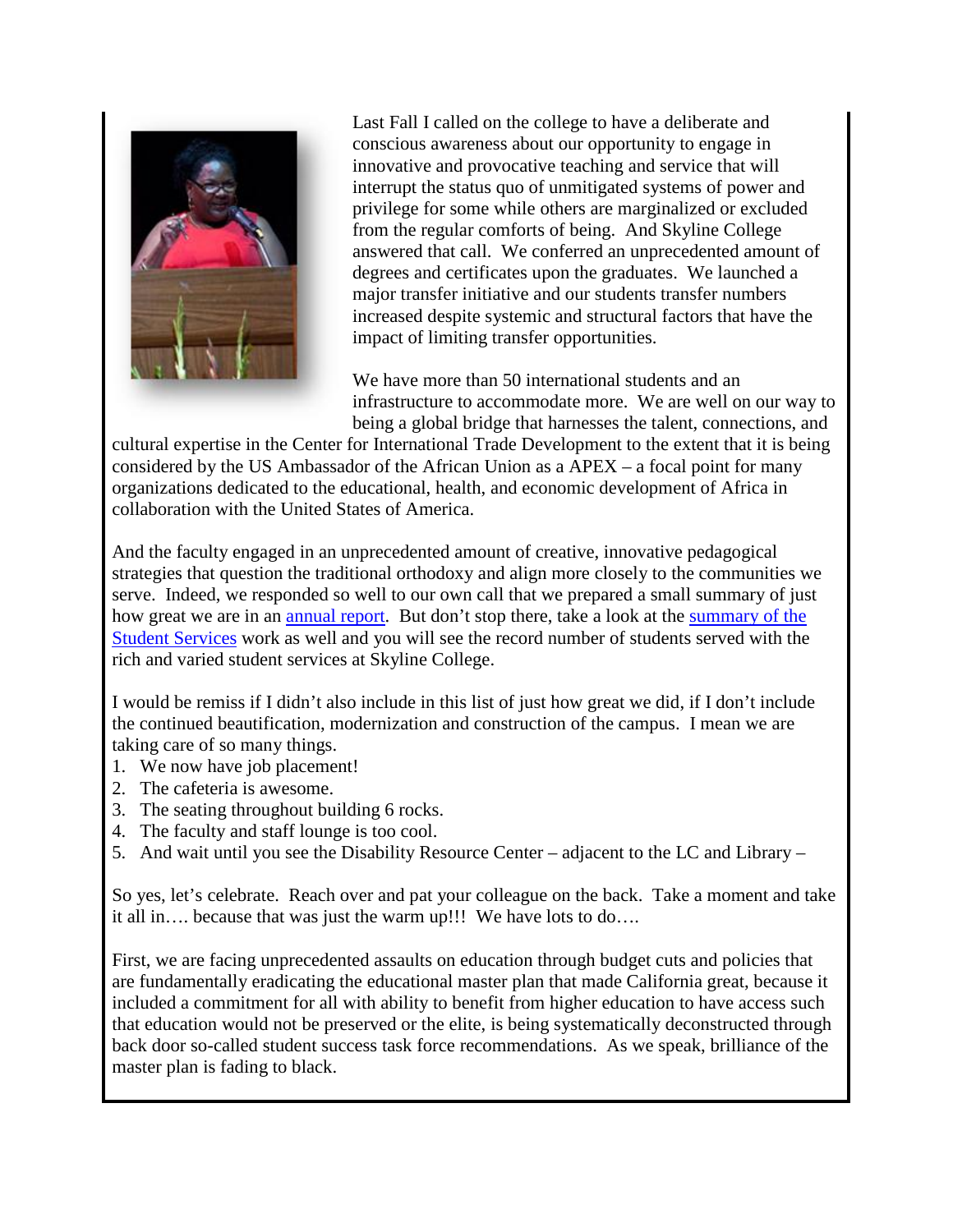Last Fall I called on the college to have a deliberate and conscious awareness about our opportunity to engage in innovative and provocative teaching and service that will interrupt the status quo of unmitigated systems of power and privilege for some while others are marginalized or excluded from the regular comforts of being. And Skyline College answered that call. We conferred an unprecedented amount of degrees and certificates upon the graduates. We launched a major transfer initiative and our students transfer numbers increased despite systemic and structural factors that have the impact of limiting transfer opportunities.

We have more than 50 international students and an infrastructure to accommodate more. We are well on our way to being a global bridge that harnesses the talent, connections, and cultural expertise in the Center for International Trade Development to the extent that it is being considered by the US Ambassador of the African Union as a APEX – a focal point for many organizations dedicated to the educational, health, and economic development of Africa in collaboration with the United States of America.

And the faculty engaged in an unprecedented amount of creative, innovative pedagogical strategies that question the traditional orthodoxy and align more closely to the communities we serve. Indeed, we responded so well to our own call that we prepared a small summary of just how great we are in an annual report. But don't stop there, take a look at the summary of the Student Services work as well and you will see the record number of students served with the rich and varied student services at Skyline College.

I would be remiss if I didn't also include in this list of just how great we did, if I don't include the continued beautification, modernization and construction of the campus. I mean we are taking care of so many things.

1. We now have job placement!
2. The cafeteria is awesome.
3. The seating throughout building 6 rocks.
4. The faculty and staff lounge is too cool.
5. And wait until you see the Disability Resource Center – adjacent to the LC and Library –

So yes, let's celebrate. Reach over and pat your colleague on the back. Take a moment and take it all in…. because that was just the warm up!!! We have lots to do….

First, we are facing unprecedented assaults on education through budget cuts and policies that are fundamentally eradicating the educational master plan that made California great, because it included a commitment for all with ability to benefit from higher education to have access such that education would not be preserved or the elite, is being systematically deconstructed through back door so-called student success task force recommendations. As we speak, brilliance of the master plan is fading to black.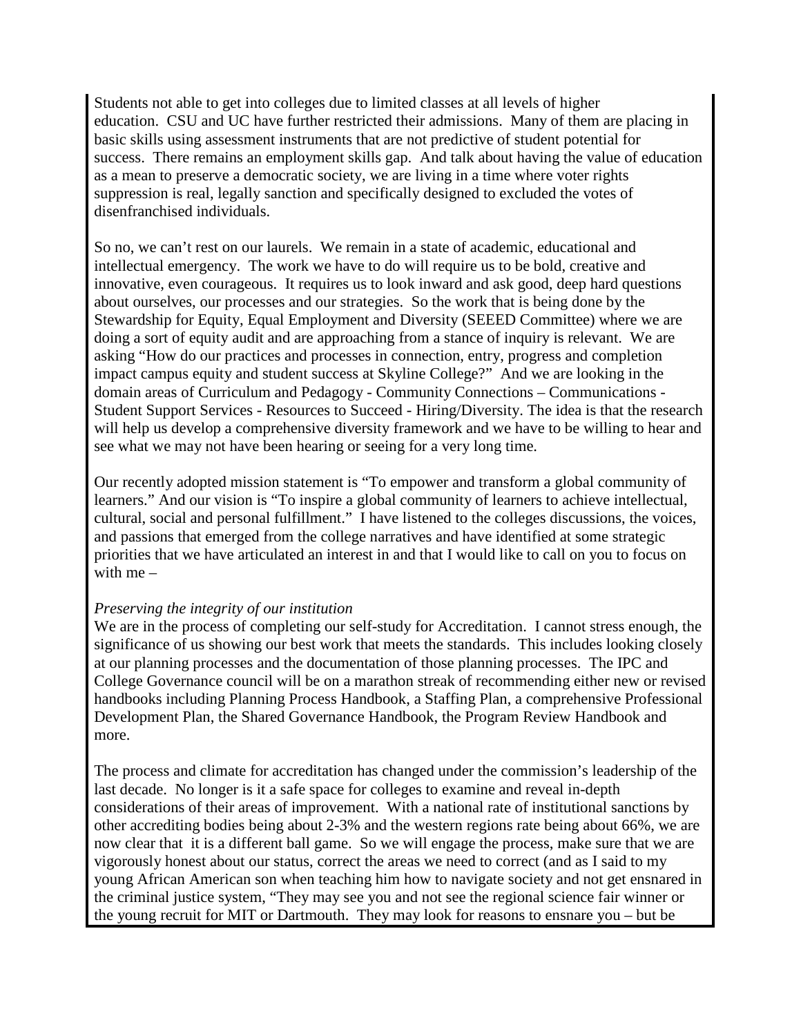Students not able to get into colleges due to limited classes at all levels of higher education. CSU and UC have further restricted their admissions. Many of them are placing in basic skills using assessment instruments that are not predictive of student potential for success. There remains an employment skills gap. And talk about having the value of education as a mean to preserve a democratic society, we are living in a time where voter rights suppression is real, legally sanction and specifically designed to excluded the votes of disenfranchised individuals.

So no, we can't rest on our laurels. We remain in a state of academic, educational and intellectual emergency. The work we have to do will require us to be bold, creative and innovative, even courageous. It requires us to look inward and ask good, deep hard questions about ourselves, our processes and our strategies. So the work that is being done by the Stewardship for Equity, Equal Employment and Diversity (SEEED Committee) where we are doing a sort of equity audit and are approaching from a stance of inquiry is relevant. We are asking "How do our practices and processes in connection, entry, progress and completion impact campus equity and student success at Skyline College?" And we are looking in the domain areas of Curriculum and Pedagogy - Community Connections – Communications - Student Support Services - Resources to Succeed - Hiring/Diversity. The idea is that the research will help us develop a comprehensive diversity framework and we have to be willing to hear and see what we may not have been hearing or seeing for a very long time.

Our recently adopted mission statement is "To empower and transform a global community of learners." And our vision is "To inspire a global community of learners to achieve intellectual, cultural, social and personal fulfillment." I have listened to the colleges discussions, the voices, and passions that emerged from the college narratives and have identified at some strategic priorities that we have articulated an interest in and that I would like to call on you to focus on with me –

*Preserving the integrity of our institution*

We are in the process of completing our self-study for Accreditation. I cannot stress enough, the significance of us showing our best work that meets the standards. This includes looking closely at our planning processes and the documentation of those planning processes. The IPC and College Governance council will be on a marathon streak of recommending either new or revised handbooks including Planning Process Handbook, a Staffing Plan, a comprehensive Professional Development Plan, the Shared Governance Handbook, the Program Review Handbook and more.

The process and climate for accreditation has changed under the commission's leadership of the last decade. No longer is it a safe space for colleges to examine and reveal in-depth considerations of their areas of improvement. With a national rate of institutional sanctions by other accrediting bodies being about 2-3% and the western regions rate being about 66%, we are now clear that it is a different ball game. So we will engage the process, make sure that we are vigorously honest about our status, correct the areas we need to correct (and as I said to my young African American son when teaching him how to navigate society and not get ensnared in the criminal justice system, "They may see you and not see the regional science fair winner or the young recruit for MIT or Dartmouth. They may look for reasons to ensnare you – but be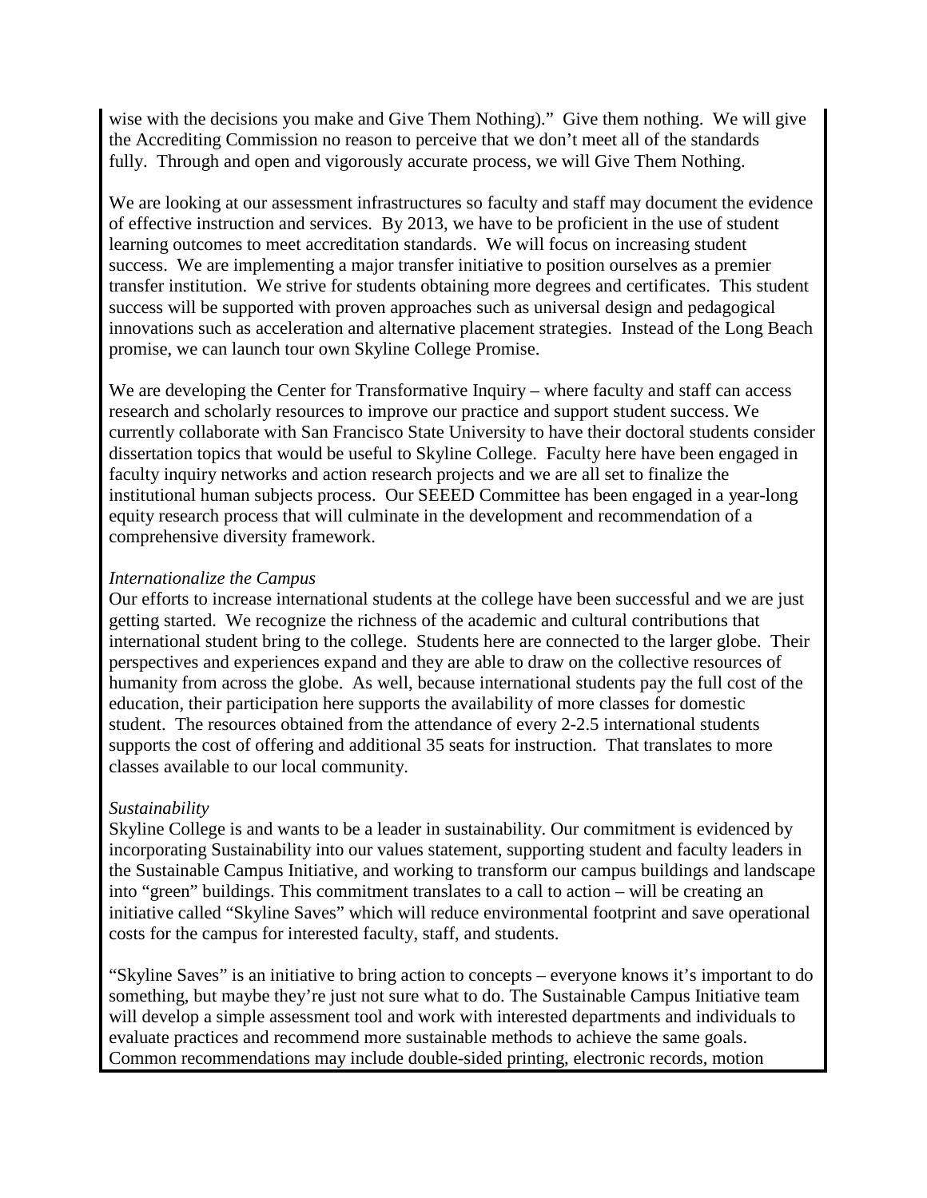wise with the decisions you make and Give Them Nothing)." Give them nothing. We will give the Accrediting Commission no reason to perceive that we don't meet all of the standards fully. Through and open and vigorously accurate process, we will Give Them Nothing.

We are looking at our assessment infrastructures so faculty and staff may document the evidence of effective instruction and services. By 2013, we have to be proficient in the use of student learning outcomes to meet accreditation standards. We will focus on increasing student success. We are implementing a major transfer initiative to position ourselves as a premier transfer institution. We strive for students obtaining more degrees and certificates. This student success will be supported with proven approaches such as universal design and pedagogical innovations such as acceleration and alternative placement strategies. Instead of the Long Beach promise, we can launch tour own Skyline College Promise.

We are developing the Center for Transformative Inquiry – where faculty and staff can access research and scholarly resources to improve our practice and support student success. We currently collaborate with San Francisco State University to have their doctoral students consider dissertation topics that would be useful to Skyline College. Faculty here have been engaged in faculty inquiry networks and action research projects and we are all set to finalize the institutional human subjects process. Our SEEED Committee has been engaged in a year-long equity research process that will culminate in the development and recommendation of a comprehensive diversity framework.

*Internationalize the Campus*

Our efforts to increase international students at the college have been successful and we are just getting started. We recognize the richness of the academic and cultural contributions that international student bring to the college. Students here are connected to the larger globe. Their perspectives and experiences expand and they are able to draw on the collective resources of humanity from across the globe. As well, because international students pay the full cost of the education, their participation here supports the availability of more classes for domestic student. The resources obtained from the attendance of every 2-2.5 international students supports the cost of offering and additional 35 seats for instruction. That translates to more classes available to our local community.

*Sustainability*

Skyline College is and wants to be a leader in sustainability. Our commitment is evidenced by incorporating Sustainability into our values statement, supporting student and faculty leaders in the Sustainable Campus Initiative, and working to transform our campus buildings and landscape into "green" buildings. This commitment translates to a call to action – will be creating an initiative called "Skyline Saves" which will reduce environmental footprint and save operational costs for the campus for interested faculty, staff, and students.

"Skyline Saves" is an initiative to bring action to concepts – everyone knows it's important to do something, but maybe they're just not sure what to do. The Sustainable Campus Initiative team will develop a simple assessment tool and work with interested departments and individuals to evaluate practices and recommend more sustainable methods to achieve the same goals. Common recommendations may include double-sided printing, electronic records, motion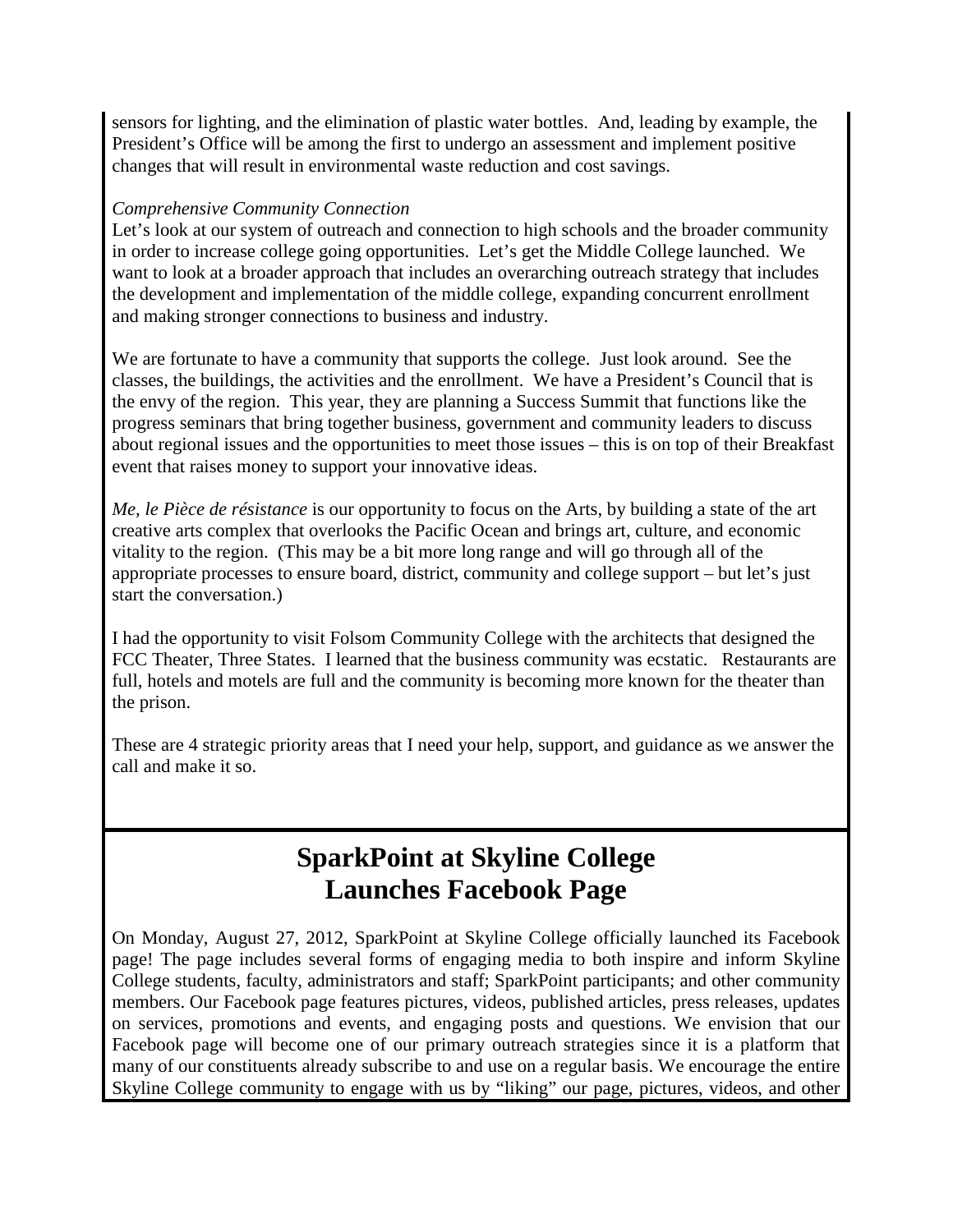sensors for lighting, and the elimination of plastic water bottles. And, leading by example, the President's Office will be among the first to undergo an assessment and implement positive changes that will result in environmental waste reduction and cost savings.

*Comprehensive Community Connection*

Let's look at our system of outreach and connection to high schools and the broader community in order to increase college going opportunities. Let's get the Middle College launched. We want to look at a broader approach that includes an overarching outreach strategy that includes the development and implementation of the middle college, expanding concurrent enrollment and making stronger connections to business and industry.

We are fortunate to have a community that supports the college. Just look around. See the classes, the buildings, the activities and the enrollment. We have a President's Council that is the envy of the region. This year, they are planning a Success Summit that functions like the progress seminars that bring together business, government and community leaders to discuss about regional issues and the opportunities to meet those issues – this is on top of their Breakfast event that raises money to support your innovative ideas.

*Me, le Pièce de résistance* is our opportunity to focus on the Arts, by building a state of the art creative arts complex that overlooks the Pacific Ocean and brings art, culture, and economic vitality to the region. (This may be a bit more long range and will go through all of the appropriate processes to ensure board, district, community and college support – but let's just start the conversation.)

I had the opportunity to visit Folsom Community College with the architects that designed the FCC Theater, Three States. I learned that the business community was ecstatic. Restaurants are full, hotels and motels are full and the community is becoming more known for the theater than the prison.

These are 4 strategic priority areas that I need your help, support, and guidance as we answer the call and make it so.

# SparkPoint at Skyline College Launches Facebook Page

On Monday, August 27, 2012, SparkPoint at Skyline College officially launched its Facebook page! The page includes several forms of engaging media to both inspire and inform Skyline College students, faculty, administrators and staff; SparkPoint participants; and other community members. Our Facebook page features pictures, videos, published articles, press releases, updates on services, promotions and events, and engaging posts and questions. We envision that our Facebook page will become one of our primary outreach strategies since it is a platform that many of our constituents already subscribe to and use on a regular basis. We encourage the entire Skyline College community to engage with us by "liking" our page, pictures, videos, and other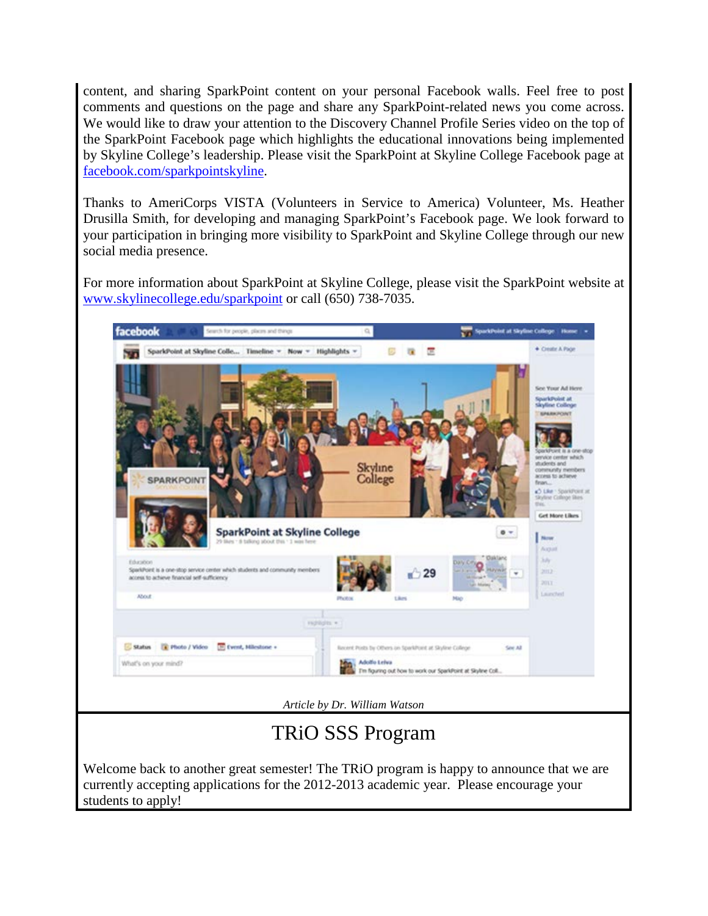content, and sharing SparkPoint content on your personal Facebook walls. Feel free to post comments and questions on the page and share any SparkPoint-related news you come across. We would like to draw your attention to the Discovery Channel Profile Series video on the top of the SparkPoint Facebook page which highlights the educational innovations being implemented by Skyline College's leadership. Please visit the SparkPoint at Skyline College Facebook page at facebook.com/sparkpointskyline.

Thanks to AmeriCorps VISTA (Volunteers in Service to America) Volunteer, Ms. Heather Drusilla Smith, for developing and managing SparkPoint's Facebook page. We look forward to your participation in bringing more visibility to SparkPoint and Skyline College through our new social media presence.

For more information about SparkPoint at Skyline College, please visit the SparkPoint website at www.skylinecollege.edu/sparkpoint or call (650) 738-7035.

*Article by Dr. William Watson*

# TRiO SSS Program

Welcome back to another great semester! The TRiO program is happy to announce that we are currently accepting applications for the 2012-2013 academic year. Please encourage your students to apply!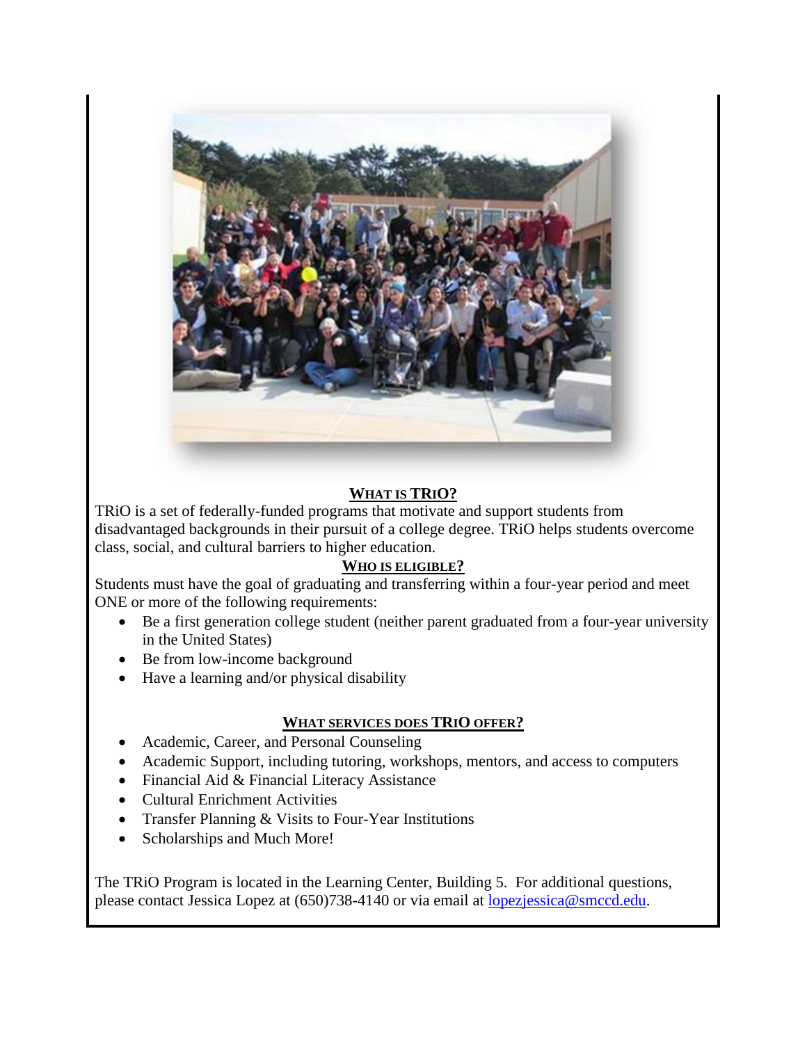## WHAT IS TRIO?

TRiO is a set of federally-funded programs that motivate and support students from disadvantaged backgrounds in their pursuit of a college degree. TRiO helps students overcome class, social, and cultural barriers to higher education.

## WHO IS ELIGIBLE?

Students must have the goal of graduating and transferring within a four-year period and meet ONE or more of the following requirements:

- Be a first generation college student (neither parent graduated from a four-year university in the United States)
- Be from low-income background
- Have a learning and/or physical disability

## WHAT SERVICES DOES TRIO OFFER?

- Academic, Career, and Personal Counseling
- Academic Support, including tutoring, workshops, mentors, and access to computers
- Financial Aid & Financial Literacy Assistance
- Cultural Enrichment Activities
- Transfer Planning & Visits to Four-Year Institutions
- Scholarships and Much More!

The TRiO Program is located in the Learning Center, Building 5. For additional questions, please contact Jessica Lopez at (650)738-4140 or via email at lopezjessica@smccd.edu.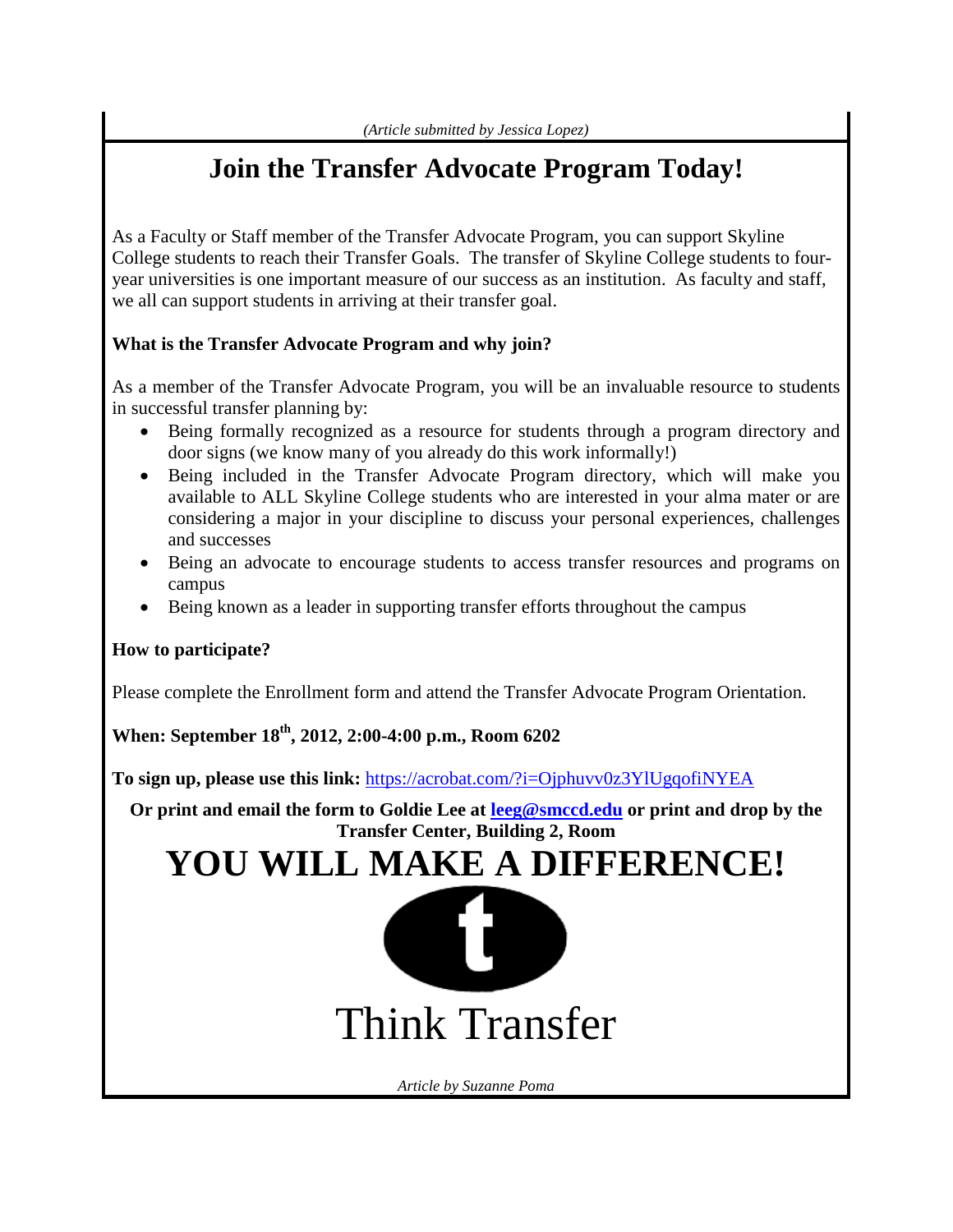*(Article submitted by Jessica Lopez)*

# Join the Transfer Advocate Program Today!

As a Faculty or Staff member of the Transfer Advocate Program, you can support Skyline College students to reach their Transfer Goals. The transfer of Skyline College students to four-year universities is one important measure of our success as an institution. As faculty and staff, we all can support students in arriving at their transfer goal.

**What is the Transfer Advocate Program and why join?**

As a member of the Transfer Advocate Program, you will be an invaluable resource to students in successful transfer planning by:

- Being formally recognized as a resource for students through a program directory and door signs (we know many of you already do this work informally!)
- Being included in the Transfer Advocate Program directory, which will make you available to ALL Skyline College students who are interested in your alma mater or are considering a major in your discipline to discuss your personal experiences, challenges and successes
- Being an advocate to encourage students to access transfer resources and programs on campus
- Being known as a leader in supporting transfer efforts throughout the campus

**How to participate?**

Please complete the Enrollment form and attend the Transfer Advocate Program Orientation.

**When: September 18th, 2012, 2:00-4:00 p.m., Room 6202**

**To sign up, please use this link:** [https://acrobat.com/?i=Ojphuvv0z3YlUgqofiNYEA](https://acrobat.com/?i=Ojphuvv0z3YlUgqofiNYEA)

**Or print and email the form to Goldie Lee at [leeg@smccd.edu](mailto:leeg@smccd.edu) or print and drop by the Transfer Center, Building 2, Room**

# YOU WILL MAKE A DIFFERENCE!

t

Think Transfer

*Article by Suzanne Poma*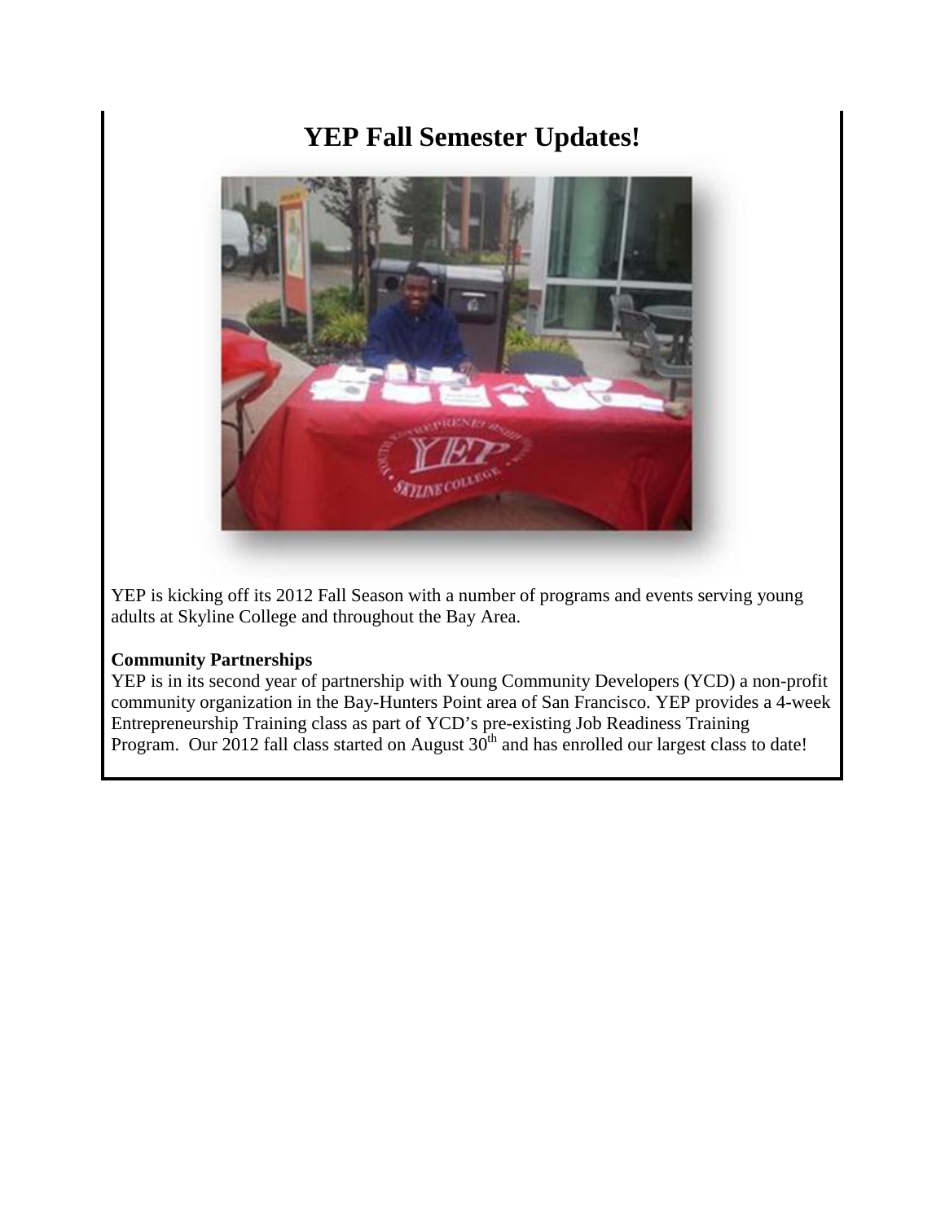# YEP Fall Semester Updates!

YEP is kicking off its 2012 Fall Season with a number of programs and events serving young adults at Skyline College and throughout the Bay Area.

**Community Partnerships**

YEP is in its second year of partnership with Young Community Developers (YCD) a non-profit community organization in the Bay-Hunters Point area of San Francisco. YEP provides a 4-week Entrepreneurship Training class as part of YCD's pre-existing Job Readiness Training Program. Our 2012 fall class started on August 30th and has enrolled our largest class to date!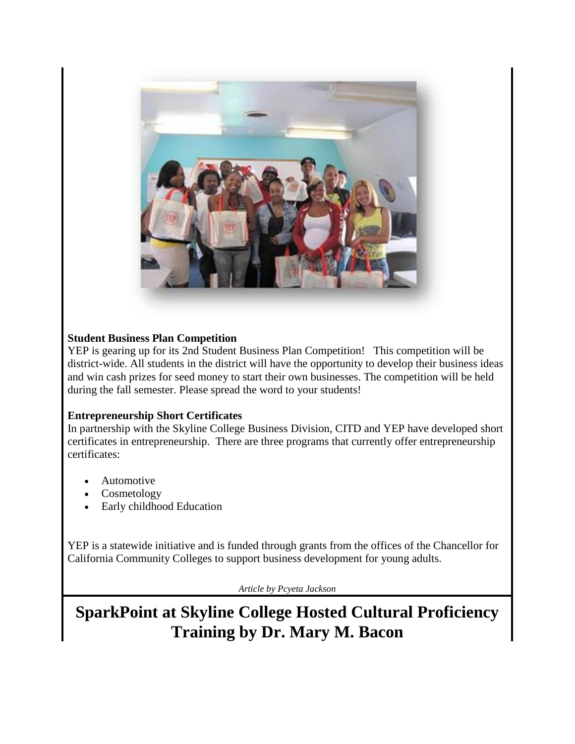**Student Business Plan Competition**

YEP is gearing up for its 2nd Student Business Plan Competition! This competition will be district-wide. All students in the district will have the opportunity to develop their business ideas and win cash prizes for seed money to start their own businesses. The competition will be held during the fall semester. Please spread the word to your students!

**Entrepreneurship Short Certificates**

In partnership with the Skyline College Business Division, CITD and YEP have developed short certificates in entrepreneurship. There are three programs that currently offer entrepreneurship certificates:

- Automotive
- Cosmetology
- Early childhood Education

YEP is a statewide initiative and is funded through grants from the offices of the Chancellor for California Community Colleges to support business development for young adults.

*Article by Pcyeta Jackson*

# SparkPoint at Skyline College Hosted Cultural Proficiency Training by Dr. Mary M. Bacon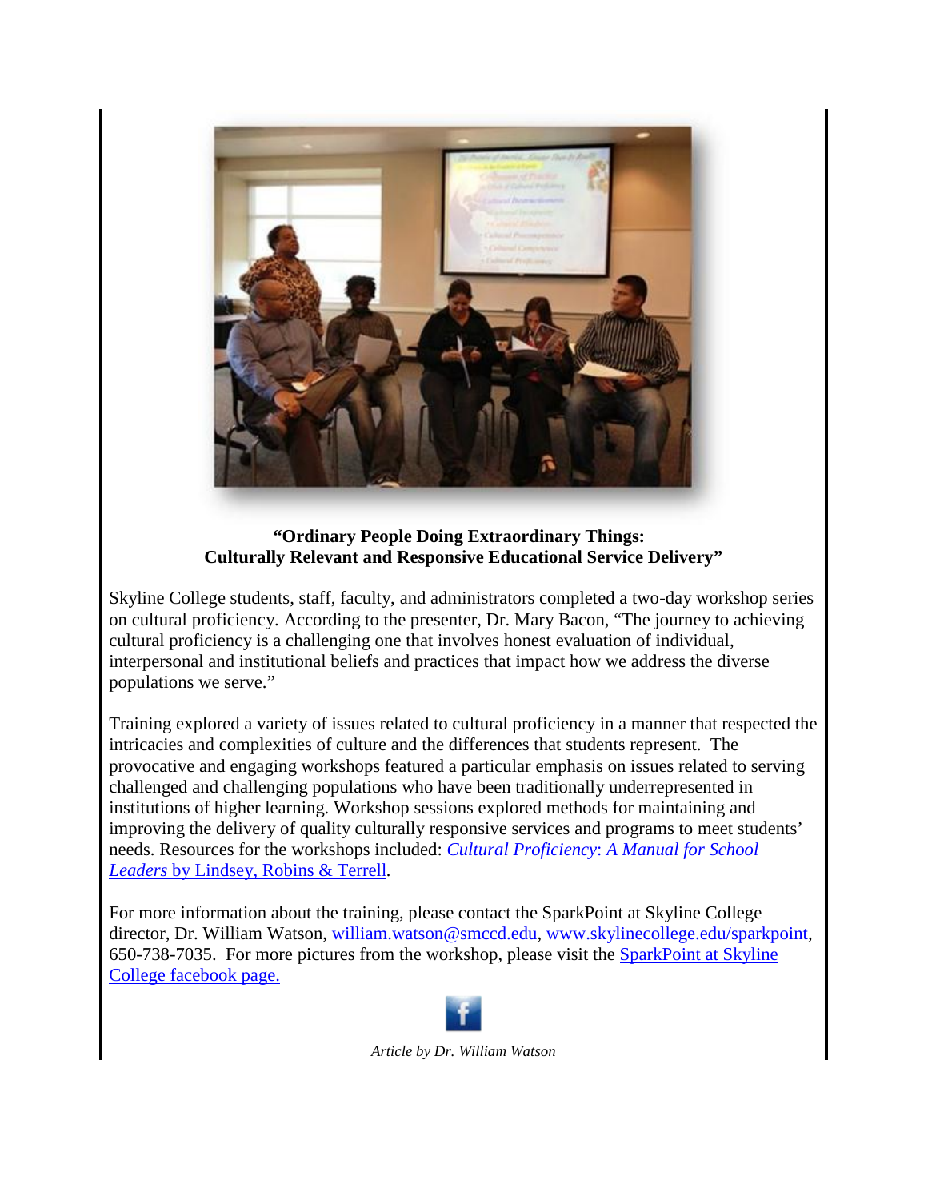**"Ordinary People Doing Extraordinary Things:
Culturally Relevant and Responsive Educational Service Delivery"**

Skyline College students, staff, faculty, and administrators completed a two-day workshop series on cultural proficiency. According to the presenter, Dr. Mary Bacon, "The journey to achieving cultural proficiency is a challenging one that involves honest evaluation of individual, interpersonal and institutional beliefs and practices that impact how we address the diverse populations we serve."

Training explored a variety of issues related to cultural proficiency in a manner that respected the intricacies and complexities of culture and the differences that students represent. The provocative and engaging workshops featured a particular emphasis on issues related to serving challenged and challenging populations who have been traditionally underrepresented in institutions of higher learning. Workshop sessions explored methods for maintaining and improving the delivery of quality culturally responsive services and programs to meet students' needs. Resources for the workshops included: *Cultural Proficiency: A Manual for School Leaders* by Lindsey, Robins & Terrell.

For more information about the training, please contact the SparkPoint at Skyline College director, Dr. William Watson, william.watson@smccd.edu, www.skylinecollege.edu/sparkpoint, 650-738-7035. For more pictures from the workshop, please visit the SparkPoint at Skyline College facebook page.

*Article by Dr. William Watson*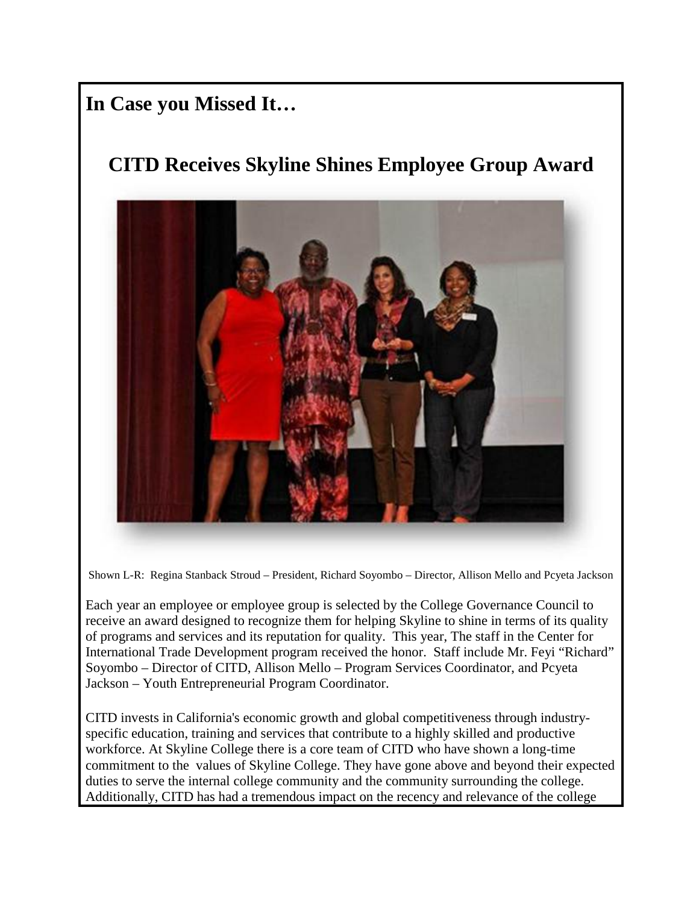## In Case you Missed It…

# CITD Receives Skyline Shines Employee Group Award

Shown L-R: Regina Stanback Stroud – President, Richard Soyombo – Director, Allison Mello and Pcyeta Jackson

Each year an employee or employee group is selected by the College Governance Council to receive an award designed to recognize them for helping Skyline to shine in terms of its quality of programs and services and its reputation for quality. This year, The staff in the Center for International Trade Development program received the honor. Staff include Mr. Feyi "Richard" Soyombo – Director of CITD, Allison Mello – Program Services Coordinator, and Pcyeta Jackson – Youth Entrepreneurial Program Coordinator.

CITD invests in California's economic growth and global competitiveness through industry-specific education, training and services that contribute to a highly skilled and productive workforce. At Skyline College there is a core team of CITD who have shown a long-time commitment to the values of Skyline College. They have gone above and beyond their expected duties to serve the internal college community and the community surrounding the college. Additionally, CITD has had a tremendous impact on the recency and relevance of the college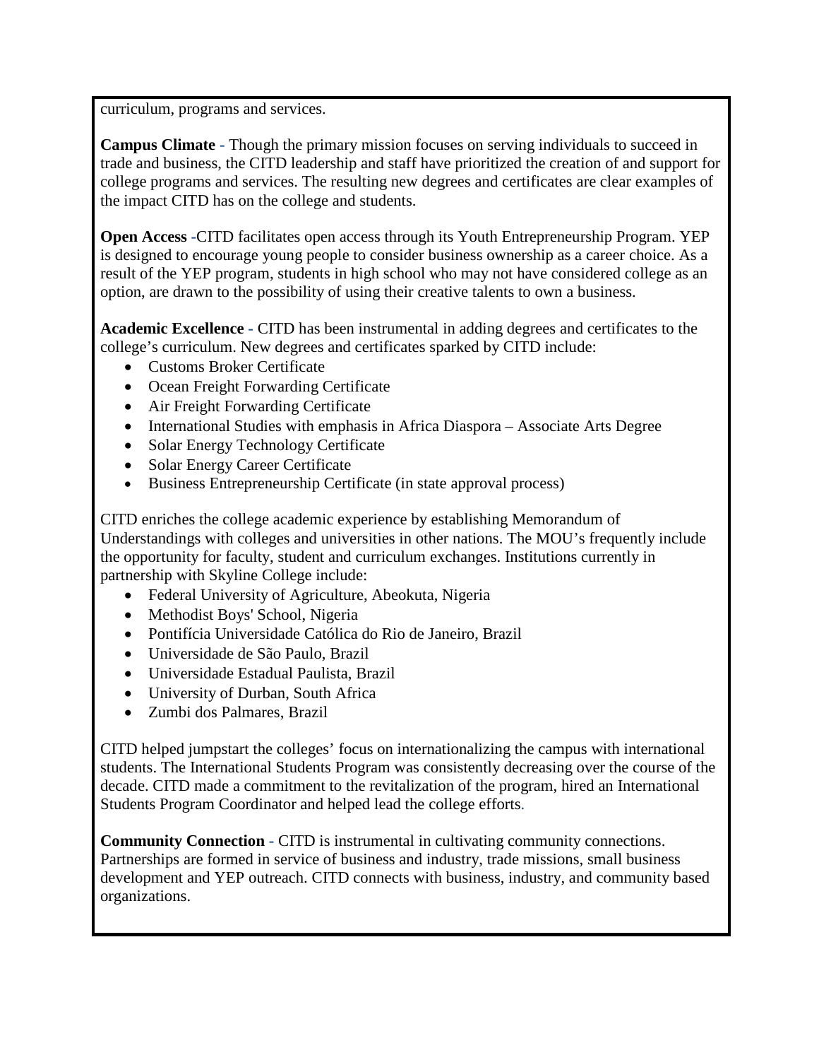curriculum, programs and services.

**Campus Climate** - Though the primary mission focuses on serving individuals to succeed in trade and business, the CITD leadership and staff have prioritized the creation of and support for college programs and services. The resulting new degrees and certificates are clear examples of the impact CITD has on the college and students.

**Open Access** -CITD facilitates open access through its Youth Entrepreneurship Program. YEP is designed to encourage young people to consider business ownership as a career choice. As a result of the YEP program, students in high school who may not have considered college as an option, are drawn to the possibility of using their creative talents to own a business.

**Academic Excellence** - CITD has been instrumental in adding degrees and certificates to the college's curriculum. New degrees and certificates sparked by CITD include:

- Customs Broker Certificate
- Ocean Freight Forwarding Certificate
- Air Freight Forwarding Certificate
- International Studies with emphasis in Africa Diaspora – Associate Arts Degree
- Solar Energy Technology Certificate
- Solar Energy Career Certificate
- Business Entrepreneurship Certificate (in state approval process)

CITD enriches the college academic experience by establishing Memorandum of Understandings with colleges and universities in other nations. The MOU's frequently include the opportunity for faculty, student and curriculum exchanges. Institutions currently in partnership with Skyline College include:

- Federal University of Agriculture, Abeokuta, Nigeria
- Methodist Boys' School, Nigeria
- Pontifícia Universidade Católica do Rio de Janeiro, Brazil
- Universidade de São Paulo, Brazil
- Universidade Estadual Paulista, Brazil
- University of Durban, South Africa
- Zumbi dos Palmares, Brazil

CITD helped jumpstart the colleges' focus on internationalizing the campus with international students. The International Students Program was consistently decreasing over the course of the decade. CITD made a commitment to the revitalization of the program, hired an International Students Program Coordinator and helped lead the college efforts.

**Community Connection** - CITD is instrumental in cultivating community connections. Partnerships are formed in service of business and industry, trade missions, small business development and YEP outreach. CITD connects with business, industry, and community based organizations.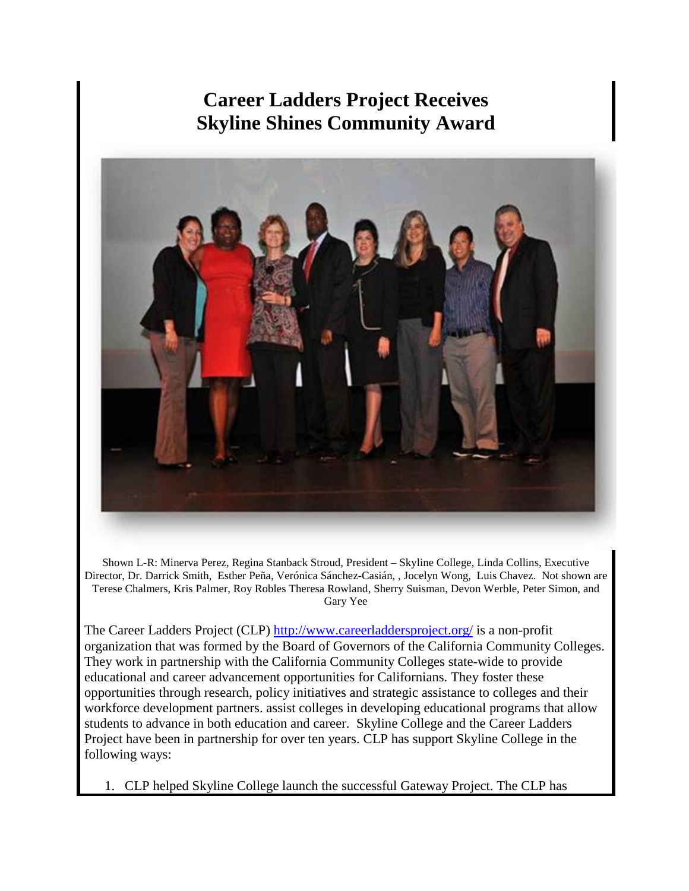# Career Ladders Project Receives Skyline Shines Community Award

Shown L-R: Minerva Perez, Regina Stanback Stroud, President – Skyline College, Linda Collins, Executive Director, Dr. Darrick Smith, Esther Peña, Verónica Sánchez-Casián, , Jocelyn Wong, Luis Chavez. Not shown are Terese Chalmers, Kris Palmer, Roy Robles Theresa Rowland, Sherry Suisman, Devon Werble, Peter Simon, and Gary Yee

The Career Ladders Project (CLP) http://www.careerladdersproject.org/ is a non-profit organization that was formed by the Board of Governors of the California Community Colleges. They work in partnership with the California Community Colleges state-wide to provide educational and career advancement opportunities for Californians. They foster these opportunities through research, policy initiatives and strategic assistance to colleges and their workforce development partners. assist colleges in developing educational programs that allow students to advance in both education and career. Skyline College and the Career Ladders Project have been in partnership for over ten years. CLP has support Skyline College in the following ways:

1. CLP helped Skyline College launch the successful Gateway Project. The CLP has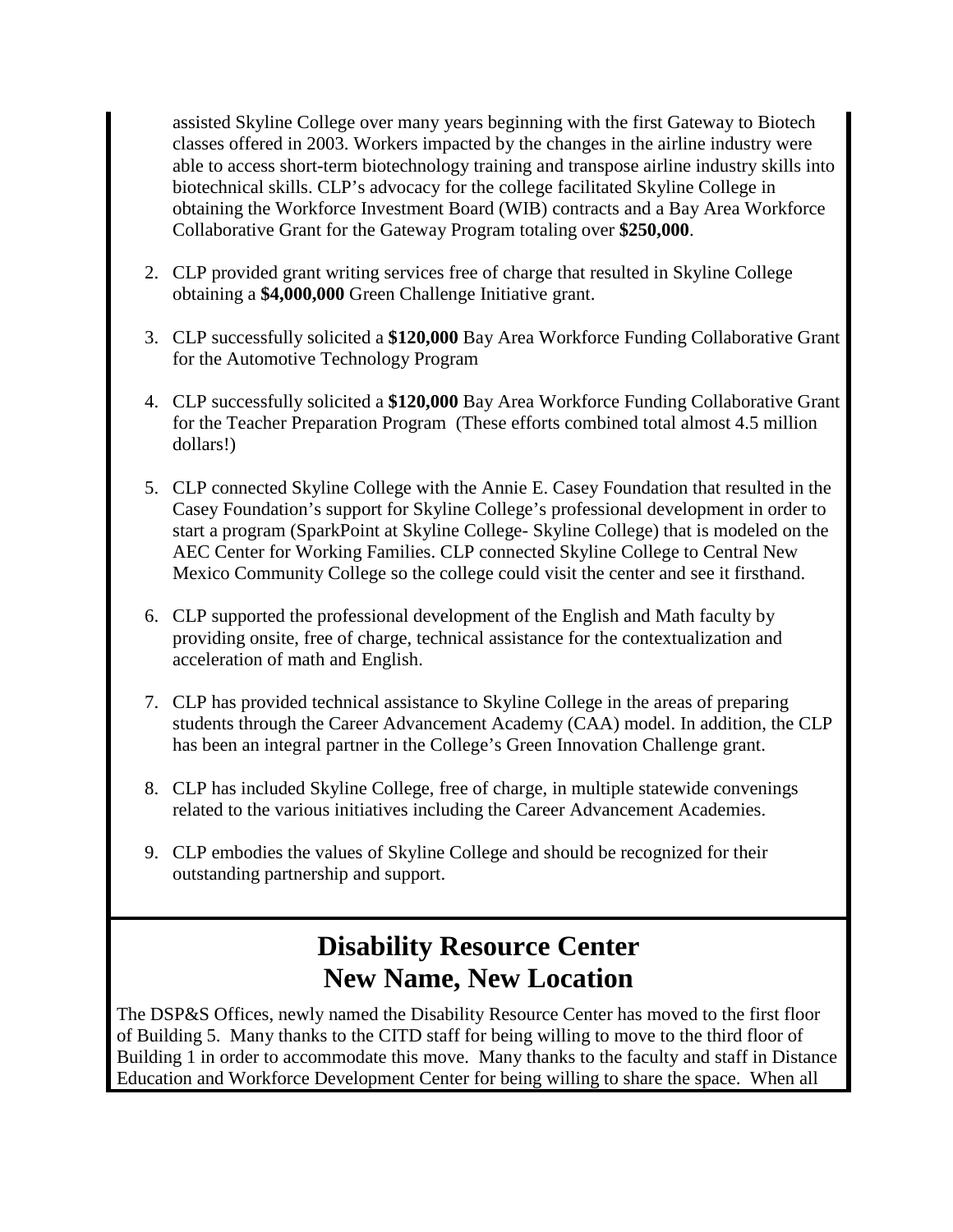assisted Skyline College over many years beginning with the first Gateway to Biotech classes offered in 2003. Workers impacted by the changes in the airline industry were able to access short-term biotechnology training and transpose airline industry skills into biotechnical skills. CLP's advocacy for the college facilitated Skyline College in obtaining the Workforce Investment Board (WIB) contracts and a Bay Area Workforce Collaborative Grant for the Gateway Program totaling over **$250,000**.

2. CLP provided grant writing services free of charge that resulted in Skyline College obtaining a **$4,000,000** Green Challenge Initiative grant.

3. CLP successfully solicited a **$120,000** Bay Area Workforce Funding Collaborative Grant for the Automotive Technology Program

4. CLP successfully solicited a **$120,000** Bay Area Workforce Funding Collaborative Grant for the Teacher Preparation Program (These efforts combined total almost 4.5 million dollars!)

5. CLP connected Skyline College with the Annie E. Casey Foundation that resulted in the Casey Foundation's support for Skyline College's professional development in order to start a program (SparkPoint at Skyline College- Skyline College) that is modeled on the AEC Center for Working Families. CLP connected Skyline College to Central New Mexico Community College so the college could visit the center and see it firsthand.

6. CLP supported the professional development of the English and Math faculty by providing onsite, free of charge, technical assistance for the contextualization and acceleration of math and English.

7. CLP has provided technical assistance to Skyline College in the areas of preparing students through the Career Advancement Academy (CAA) model. In addition, the CLP has been an integral partner in the College's Green Innovation Challenge grant.

8. CLP has included Skyline College, free of charge, in multiple statewide convenings related to the various initiatives including the Career Advancement Academies.

9. CLP embodies the values of Skyline College and should be recognized for their outstanding partnership and support.

## Disability Resource Center New Name, New Location

The DSP&S Offices, newly named the Disability Resource Center has moved to the first floor of Building 5. Many thanks to the CITD staff for being willing to move to the third floor of Building 1 in order to accommodate this move. Many thanks to the faculty and staff in Distance Education and Workforce Development Center for being willing to share the space. When all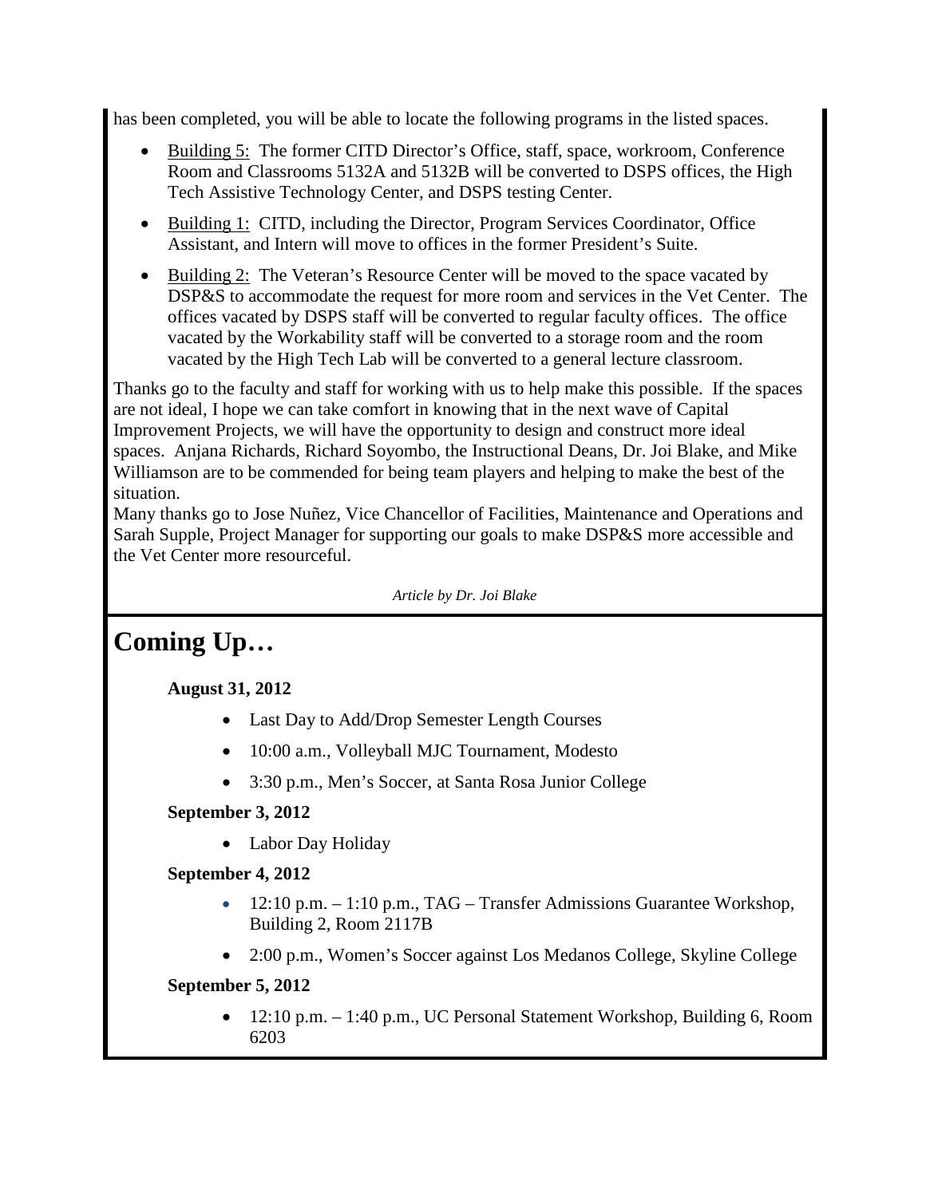has been completed, you will be able to locate the following programs in the listed spaces.

- Building 5: The former CITD Director's Office, staff, space, workroom, Conference Room and Classrooms 5132A and 5132B will be converted to DSPS offices, the High Tech Assistive Technology Center, and DSPS testing Center.
- Building 1: CITD, including the Director, Program Services Coordinator, Office Assistant, and Intern will move to offices in the former President's Suite.
- Building 2: The Veteran's Resource Center will be moved to the space vacated by DSP&S to accommodate the request for more room and services in the Vet Center. The offices vacated by DSPS staff will be converted to regular faculty offices. The office vacated by the Workability staff will be converted to a storage room and the room vacated by the High Tech Lab will be converted to a general lecture classroom.

Thanks go to the faculty and staff for working with us to help make this possible. If the spaces are not ideal, I hope we can take comfort in knowing that in the next wave of Capital Improvement Projects, we will have the opportunity to design and construct more ideal spaces. Anjana Richards, Richard Soyombo, the Instructional Deans, Dr. Joi Blake, and Mike Williamson are to be commended for being team players and helping to make the best of the situation.

Many thanks go to Jose Nuñez, Vice Chancellor of Facilities, Maintenance and Operations and Sarah Supple, Project Manager for supporting our goals to make DSP&S more accessible and the Vet Center more resourceful.

*Article by Dr. Joi Blake*

# Coming Up…

**August 31, 2012**

- Last Day to Add/Drop Semester Length Courses
- 10:00 a.m., Volleyball MJC Tournament, Modesto
- 3:30 p.m., Men's Soccer, at Santa Rosa Junior College

**September 3, 2012**

- Labor Day Holiday

**September 4, 2012**

- 12:10 p.m. – 1:10 p.m., TAG – Transfer Admissions Guarantee Workshop, Building 2, Room 2117B
- 2:00 p.m., Women's Soccer against Los Medanos College, Skyline College

**September 5, 2012**

- 12:10 p.m. – 1:40 p.m., UC Personal Statement Workshop, Building 6, Room 6203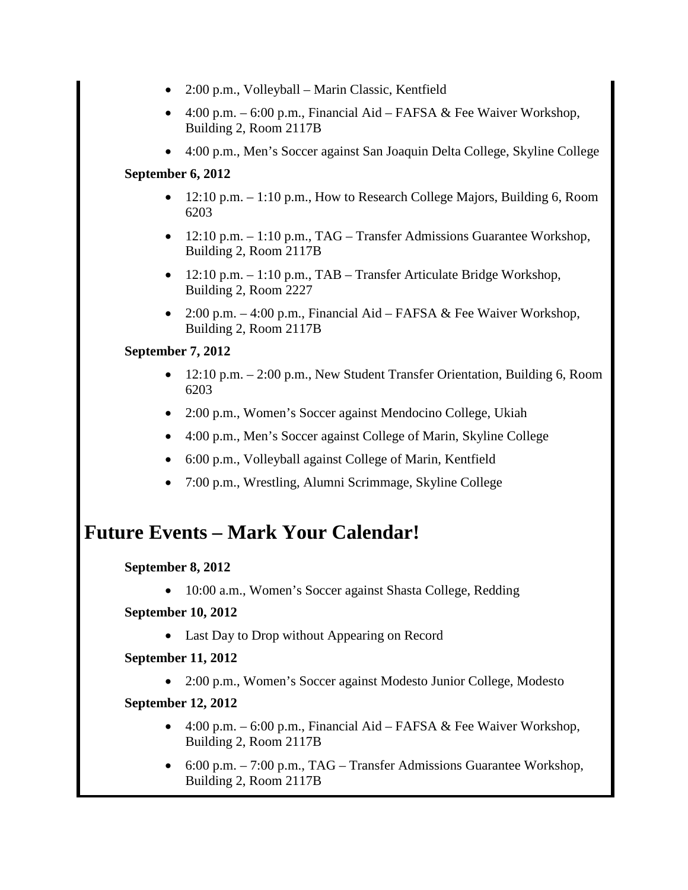- 2:00 p.m., Volleyball – Marin Classic, Kentfield
- 4:00 p.m. – 6:00 p.m., Financial Aid – FAFSA & Fee Waiver Workshop, Building 2, Room 2117B
- 4:00 p.m., Men's Soccer against San Joaquin Delta College, Skyline College

**September 6, 2012**

- 12:10 p.m. – 1:10 p.m., How to Research College Majors, Building 6, Room 6203
- 12:10 p.m. – 1:10 p.m., TAG – Transfer Admissions Guarantee Workshop, Building 2, Room 2117B
- 12:10 p.m. – 1:10 p.m., TAB – Transfer Articulate Bridge Workshop, Building 2, Room 2227
- 2:00 p.m. – 4:00 p.m., Financial Aid – FAFSA & Fee Waiver Workshop, Building 2, Room 2117B

**September 7, 2012**

- 12:10 p.m. – 2:00 p.m., New Student Transfer Orientation, Building 6, Room 6203
- 2:00 p.m., Women's Soccer against Mendocino College, Ukiah
- 4:00 p.m., Men's Soccer against College of Marin, Skyline College
- 6:00 p.m., Volleyball against College of Marin, Kentfield
- 7:00 p.m., Wrestling, Alumni Scrimmage, Skyline College

# Future Events – Mark Your Calendar!

**September 8, 2012**

- 10:00 a.m., Women's Soccer against Shasta College, Redding

**September 10, 2012**

- Last Day to Drop without Appearing on Record

**September 11, 2012**

- 2:00 p.m., Women's Soccer against Modesto Junior College, Modesto

**September 12, 2012**

- 4:00 p.m. – 6:00 p.m., Financial Aid – FAFSA & Fee Waiver Workshop, Building 2, Room 2117B
- 6:00 p.m. – 7:00 p.m., TAG – Transfer Admissions Guarantee Workshop, Building 2, Room 2117B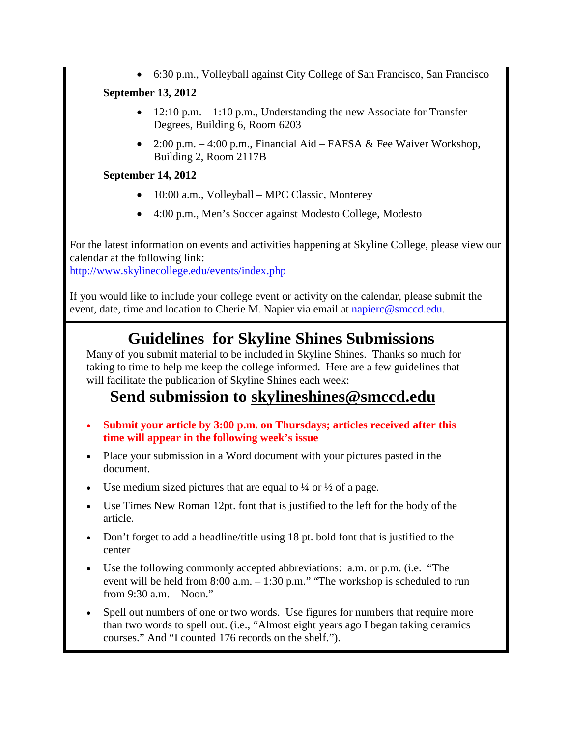- 6:30 p.m., Volleyball against City College of San Francisco, San Francisco

**September 13, 2012**

- 12:10 p.m. – 1:10 p.m., Understanding the new Associate for Transfer Degrees, Building 6, Room 6203
- 2:00 p.m. – 4:00 p.m., Financial Aid – FAFSA & Fee Waiver Workshop, Building 2, Room 2117B

**September 14, 2012**

- 10:00 a.m., Volleyball – MPC Classic, Monterey
- 4:00 p.m., Men's Soccer against Modesto College, Modesto

For the latest information on events and activities happening at Skyline College, please view our calendar at the following link:
http://www.skylinecollege.edu/events/index.php

If you would like to include your college event or activity on the calendar, please submit the event, date, time and location to Cherie M. Napier via email at napierc@smccd.edu.

# Guidelines for Skyline Shines Submissions

Many of you submit material to be included in Skyline Shines. Thanks so much for taking to time to help me keep the college informed. Here are a few guidelines that will facilitate the publication of Skyline Shines each week:

## Send submission to skylineshines@smccd.edu

- **Submit your article by 3:00 p.m. on Thursdays; articles received after this time will appear in the following week's issue**
- Place your submission in a Word document with your pictures pasted in the document.
- Use medium sized pictures that are equal to ¼ or ½ of a page.
- Use Times New Roman 12pt. font that is justified to the left for the body of the article.
- Don't forget to add a headline/title using 18 pt. bold font that is justified to the center
- Use the following commonly accepted abbreviations: a.m. or p.m. (i.e. "The event will be held from 8:00 a.m. – 1:30 p.m." "The workshop is scheduled to run from 9:30 a.m. – Noon."
- Spell out numbers of one or two words. Use figures for numbers that require more than two words to spell out. (i.e., "Almost eight years ago I began taking ceramics courses." And "I counted 176 records on the shelf.").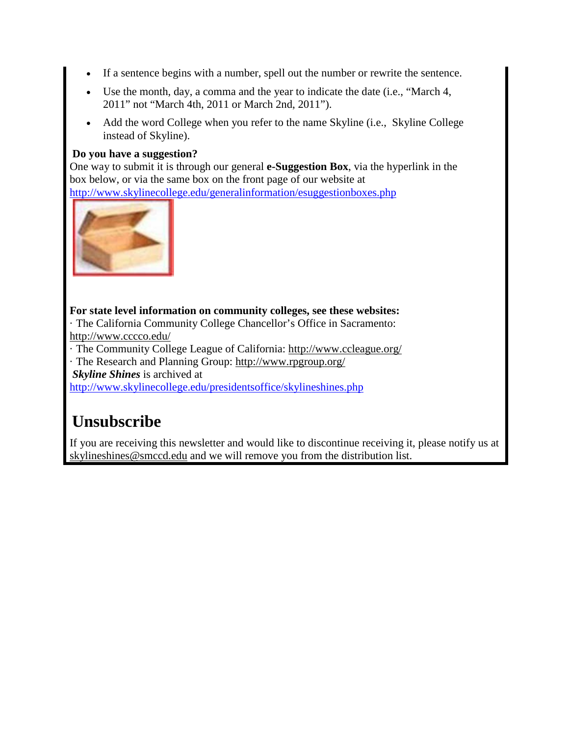- If a sentence begins with a number, spell out the number or rewrite the sentence.
- Use the month, day, a comma and the year to indicate the date (i.e., “March 4, 2011” not “March 4th, 2011 or March 2nd, 2011”).
- Add the word College when you refer to the name Skyline (i.e., Skyline College instead of Skyline).

**Do you have a suggestion?**

One way to submit it is through our general **e-Suggestion Box**, via the hyperlink in the box below, or via the same box on the front page of our website at http://www.skylinecollege.edu/generalinformation/esuggestionboxes.php

**For state level information on community colleges, see these websites:**

· The California Community College Chancellor’s Office in Sacramento: http://www.cccco.edu/

· The Community College League of California: http://www.ccleague.org/

· The Research and Planning Group: http://www.rpgroup.org/

***Skyline Shines*** is archived at http://www.skylinecollege.edu/presidentsoffice/skylineshines.php

## Unsubscribe

If you are receiving this newsletter and would like to discontinue receiving it, please notify us at skylineshines@smccd.edu and we will remove you from the distribution list.